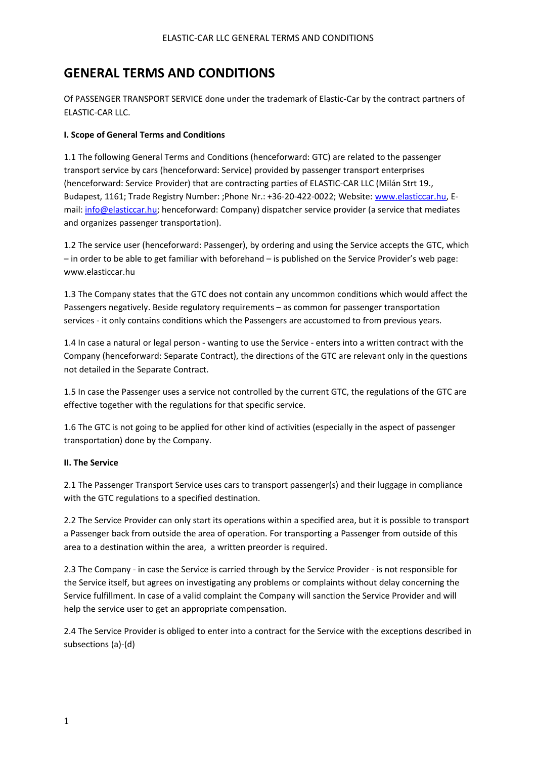# GENERAL TERMS AND CONDITIONS

Of PASSENGER TRANSPORT SERVICE done under the trademark of Elastic-Car by the contract partners of ELASTIC-CAR LLC.

**I. Scope of General Terms and Conditions**

1.1 The following General Terms and Conditions (henceforward: GTC) are related to the passenger transport service by cars (henceforward: Service) provided by passenger transport enterprises (henceforward: Service Provider) that are contracting parties of ELASTIC-CAR LLC (Milán Strt 19., Budapest, 1161; Trade Registry Number: ;Phone Nr.: +36-20-422-0022; Website: www.elasticcar.hu, E-mail: info@elasticcar.hu; henceforward: Company) dispatcher service provider (a service that mediates and organizes passenger transportation).

1.2 The service user (henceforward: Passenger), by ordering and using the Service accepts the GTC, which – in order to be able to get familiar with beforehand – is published on the Service Provider's web page: www.elasticcar.hu

1.3 The Company states that the GTC does not contain any uncommon conditions which would affect the Passengers negatively. Beside regulatory requirements – as common for passenger transportation services - it only contains conditions which the Passengers are accustomed to from previous years.

1.4 In case a natural or legal person - wanting to use the Service - enters into a written contract with the Company (henceforward: Separate Contract), the directions of the GTC are relevant only in the questions not detailed in the Separate Contract.

1.5 In case the Passenger uses a service not controlled by the current GTC, the regulations of the GTC are effective together with the regulations for that specific service.

1.6 The GTC is not going to be applied for other kind of activities (especially in the aspect of passenger transportation) done by the Company.

**II. The Service**

2.1 The Passenger Transport Service uses cars to transport passenger(s) and their luggage in compliance with the GTC regulations to a specified destination.

2.2 The Service Provider can only start its operations within a specified area, but it is possible to transport a Passenger back from outside the area of operation. For transporting a Passenger from outside of this area to a destination within the area, a written preorder is required.

2.3 The Company - in case the Service is carried through by the Service Provider - is not responsible for the Service itself, but agrees on investigating any problems or complaints without delay concerning the Service fulfillment. In case of a valid complaint the Company will sanction the Service Provider and will help the service user to get an appropriate compensation.

2.4 The Service Provider is obliged to enter into a contract for the Service with the exceptions described in subsections (a)-(d)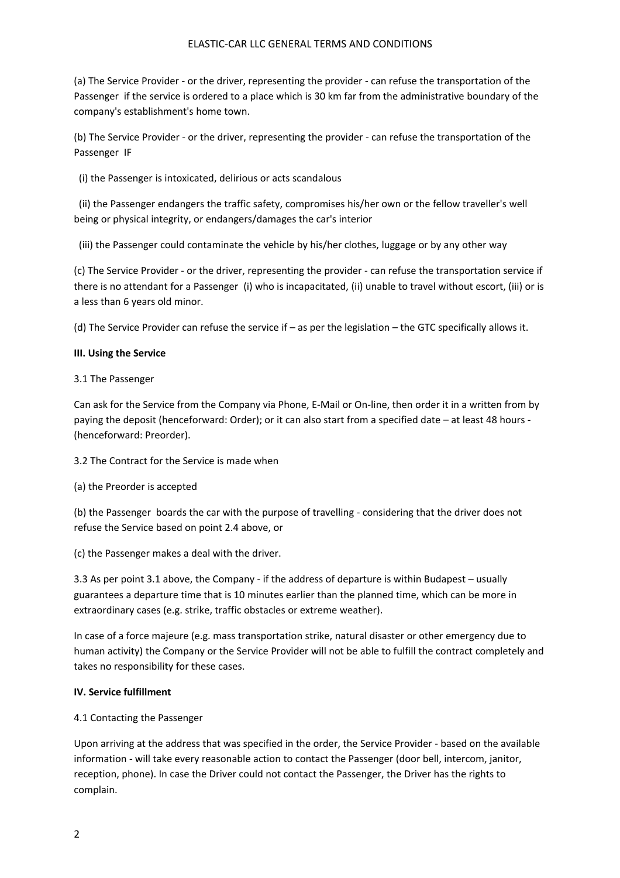(a) The Service Provider - or the driver, representing the provider - can refuse the transportation of the Passenger if the service is ordered to a place which is 30 km far from the administrative boundary of the company's establishment's home town.

(b) The Service Provider - or the driver, representing the provider - can refuse the transportation of the Passenger IF

(i) the Passenger is intoxicated, delirious or acts scandalous

(ii) the Passenger endangers the traffic safety, compromises his/her own or the fellow traveller's well being or physical integrity, or endangers/damages the car's interior

(iii) the Passenger could contaminate the vehicle by his/her clothes, luggage or by any other way

(c) The Service Provider - or the driver, representing the provider - can refuse the transportation service if there is no attendant for a Passenger (i) who is incapacitated, (ii) unable to travel without escort, (iii) or is a less than 6 years old minor.

(d) The Service Provider can refuse the service if – as per the legislation – the GTC specifically allows it.

**III. Using the Service**

3.1 The Passenger

Can ask for the Service from the Company via Phone, E-Mail or On-line, then order it in a written from by paying the deposit (henceforward: Order); or it can also start from a specified date – at least 48 hours - (henceforward: Preorder).

3.2 The Contract for the Service is made when

(a) the Preorder is accepted

(b) the Passenger boards the car with the purpose of travelling - considering that the driver does not refuse the Service based on point 2.4 above, or

(c) the Passenger makes a deal with the driver.

3.3 As per point 3.1 above, the Company - if the address of departure is within Budapest – usually guarantees a departure time that is 10 minutes earlier than the planned time, which can be more in extraordinary cases (e.g. strike, traffic obstacles or extreme weather).

In case of a force majeure (e.g. mass transportation strike, natural disaster or other emergency due to human activity) the Company or the Service Provider will not be able to fulfill the contract completely and takes no responsibility for these cases.

**IV. Service fulfillment**

4.1 Contacting the Passenger

Upon arriving at the address that was specified in the order, the Service Provider - based on the available information - will take every reasonable action to contact the Passenger (door bell, intercom, janitor, reception, phone). In case the Driver could not contact the Passenger, the Driver has the rights to complain.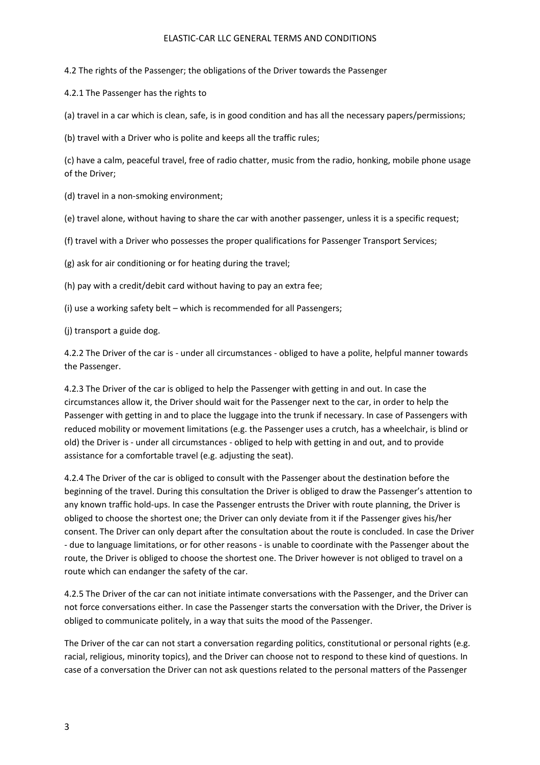4.2 The rights of the Passenger; the obligations of the Driver towards the Passenger

4.2.1 The Passenger has the rights to

(a) travel in a car which is clean, safe, is in good condition and has all the necessary papers/permissions;

(b) travel with a Driver who is polite and keeps all the traffic rules;

(c) have a calm, peaceful travel, free of radio chatter, music from the radio, honking, mobile phone usage of the Driver;

(d) travel in a non-smoking environment;

(e) travel alone, without having to share the car with another passenger, unless it is a specific request;

(f) travel with a Driver who possesses the proper qualifications for Passenger Transport Services;

(g) ask for air conditioning or for heating during the travel;

(h) pay with a credit/debit card without having to pay an extra fee;

(i) use a working safety belt – which is recommended for all Passengers;

(j) transport a guide dog.

4.2.2 The Driver of the car is - under all circumstances - obliged to have a polite, helpful manner towards the Passenger.

4.2.3 The Driver of the car is obliged to help the Passenger with getting in and out. In case the circumstances allow it, the Driver should wait for the Passenger next to the car, in order to help the Passenger with getting in and to place the luggage into the trunk if necessary. In case of Passengers with reduced mobility or movement limitations (e.g. the Passenger uses a crutch, has a wheelchair, is blind or old) the Driver is - under all circumstances - obliged to help with getting in and out, and to provide assistance for a comfortable travel (e.g. adjusting the seat).

4.2.4 The Driver of the car is obliged to consult with the Passenger about the destination before the beginning of the travel. During this consultation the Driver is obliged to draw the Passenger's attention to any known traffic hold-ups. In case the Passenger entrusts the Driver with route planning, the Driver is obliged to choose the shortest one; the Driver can only deviate from it if the Passenger gives his/her consent. The Driver can only depart after the consultation about the route is concluded. In case the Driver - due to language limitations, or for other reasons - is unable to coordinate with the Passenger about the route, the Driver is obliged to choose the shortest one. The Driver however is not obliged to travel on a route which can endanger the safety of the car.

4.2.5 The Driver of the car can not initiate intimate conversations with the Passenger, and the Driver can not force conversations either. In case the Passenger starts the conversation with the Driver, the Driver is obliged to communicate politely, in a way that suits the mood of the Passenger.

The Driver of the car can not start a conversation regarding politics, constitutional or personal rights (e.g. racial, religious, minority topics), and the Driver can choose not to respond to these kind of questions. In case of a conversation the Driver can not ask questions related to the personal matters of the Passenger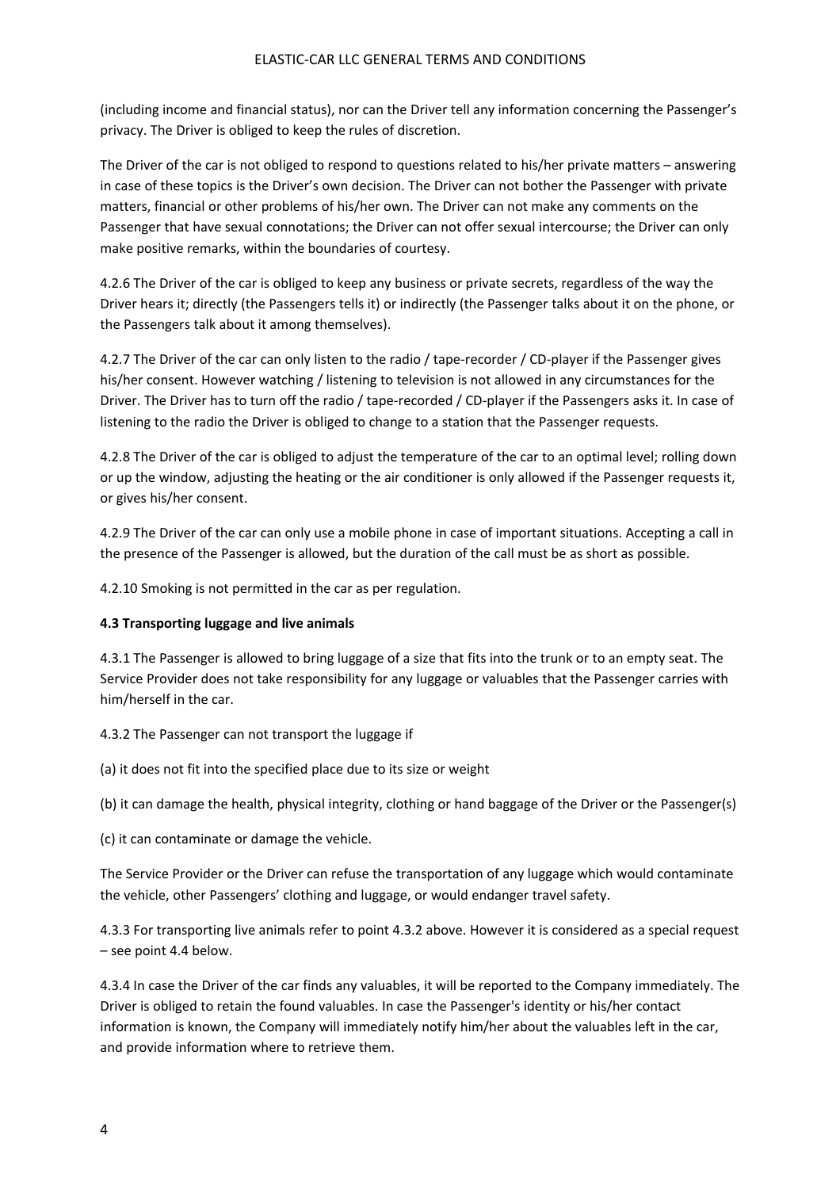(including income and financial status), nor can the Driver tell any information concerning the Passenger's privacy. The Driver is obliged to keep the rules of discretion.

The Driver of the car is not obliged to respond to questions related to his/her private matters – answering in case of these topics is the Driver's own decision. The Driver can not bother the Passenger with private matters, financial or other problems of his/her own. The Driver can not make any comments on the Passenger that have sexual connotations; the Driver can not offer sexual intercourse; the Driver can only make positive remarks, within the boundaries of courtesy.

4.2.6 The Driver of the car is obliged to keep any business or private secrets, regardless of the way the Driver hears it; directly (the Passengers tells it) or indirectly (the Passenger talks about it on the phone, or the Passengers talk about it among themselves).

4.2.7 The Driver of the car can only listen to the radio / tape-recorder / CD-player if the Passenger gives his/her consent. However watching / listening to television is not allowed in any circumstances for the Driver. The Driver has to turn off the radio / tape-recorded / CD-player if the Passengers asks it. In case of listening to the radio the Driver is obliged to change to a station that the Passenger requests.

4.2.8 The Driver of the car is obliged to adjust the temperature of the car to an optimal level; rolling down or up the window, adjusting the heating or the air conditioner is only allowed if the Passenger requests it, or gives his/her consent.

4.2.9 The Driver of the car can only use a mobile phone in case of important situations. Accepting a call in the presence of the Passenger is allowed, but the duration of the call must be as short as possible.

4.2.10 Smoking is not permitted in the car as per regulation.

**4.3 Transporting luggage and live animals**

4.3.1 The Passenger is allowed to bring luggage of a size that fits into the trunk or to an empty seat. The Service Provider does not take responsibility for any luggage or valuables that the Passenger carries with him/herself in the car.

4.3.2 The Passenger can not transport the luggage if

(a) it does not fit into the specified place due to its size or weight

(b) it can damage the health, physical integrity, clothing or hand baggage of the Driver or the Passenger(s)

(c) it can contaminate or damage the vehicle.

The Service Provider or the Driver can refuse the transportation of any luggage which would contaminate the vehicle, other Passengers' clothing and luggage, or would endanger travel safety.

4.3.3 For transporting live animals refer to point 4.3.2 above. However it is considered as a special request – see point 4.4 below.

4.3.4 In case the Driver of the car finds any valuables, it will be reported to the Company immediately. The Driver is obliged to retain the found valuables. In case the Passenger's identity or his/her contact information is known, the Company will immediately notify him/her about the valuables left in the car, and provide information where to retrieve them.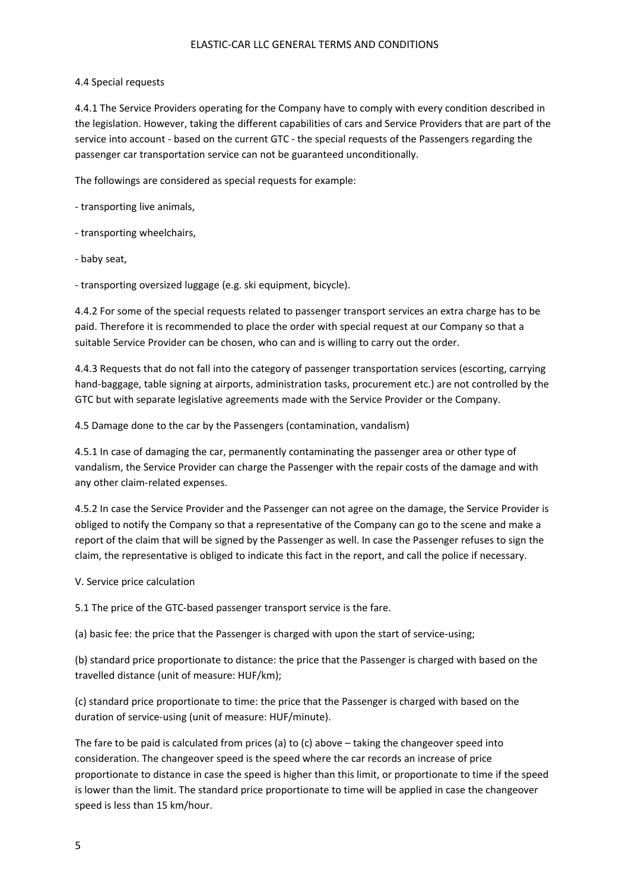## 4.4 Special requests

4.4.1 The Service Providers operating for the Company have to comply with every condition described in the legislation. However, taking the different capabilities of cars and Service Providers that are part of the service into account - based on the current GTC - the special requests of the Passengers regarding the passenger car transportation service can not be guaranteed unconditionally.

The followings are considered as special requests for example:

- transporting live animals,
- transporting wheelchairs,
- baby seat,
- transporting oversized luggage (e.g. ski equipment, bicycle).

4.4.2 For some of the special requests related to passenger transport services an extra charge has to be paid. Therefore it is recommended to place the order with special request at our Company so that a suitable Service Provider can be chosen, who can and is willing to carry out the order.

4.4.3 Requests that do not fall into the category of passenger transportation services (escorting, carrying hand-baggage, table signing at airports, administration tasks, procurement etc.) are not controlled by the GTC but with separate legislative agreements made with the Service Provider or the Company.

## 4.5 Damage done to the car by the Passengers (contamination, vandalism)

4.5.1 In case of damaging the car, permanently contaminating the passenger area or other type of vandalism, the Service Provider can charge the Passenger with the repair costs of the damage and with any other claim-related expenses.

4.5.2 In case the Service Provider and the Passenger can not agree on the damage, the Service Provider is obliged to notify the Company so that a representative of the Company can go to the scene and make a report of the claim that will be signed by the Passenger as well. In case the Passenger refuses to sign the claim, the representative is obliged to indicate this fact in the report, and call the police if necessary.

# V. Service price calculation

5.1 The price of the GTC-based passenger transport service is the fare.

(a) basic fee: the price that the Passenger is charged with upon the start of service-using;

(b) standard price proportionate to distance: the price that the Passenger is charged with based on the travelled distance (unit of measure: HUF/km);

(c) standard price proportionate to time: the price that the Passenger is charged with based on the duration of service-using (unit of measure: HUF/minute).

The fare to be paid is calculated from prices (a) to (c) above – taking the changeover speed into consideration. The changeover speed is the speed where the car records an increase of price proportionate to distance in case the speed is higher than this limit, or proportionate to time if the speed is lower than the limit. The standard price proportionate to time will be applied in case the changeover speed is less than 15 km/hour.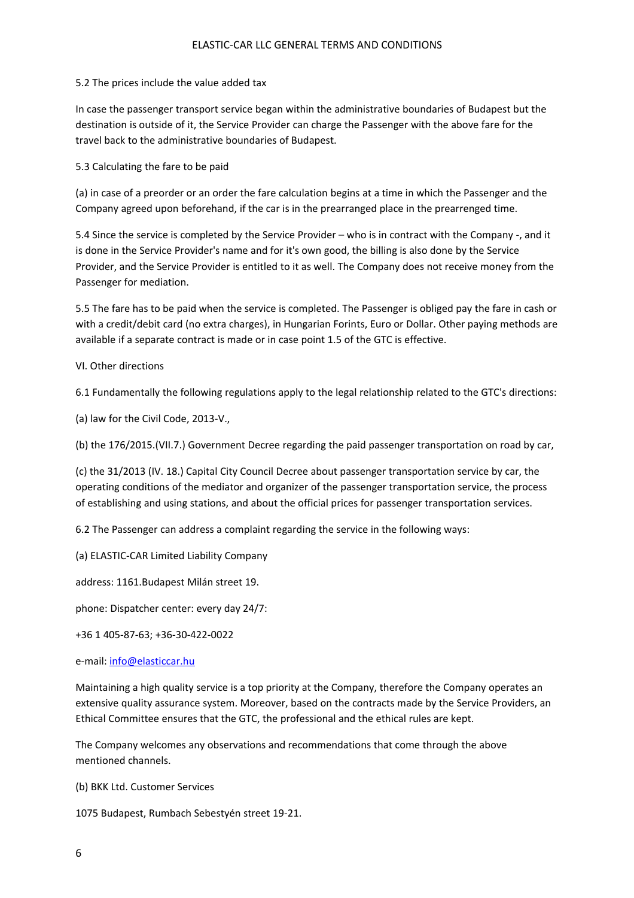5.2 The prices include the value added tax

In case the passenger transport service began within the administrative boundaries of Budapest but the destination is outside of it, the Service Provider can charge the Passenger with the above fare for the travel back to the administrative boundaries of Budapest.

5.3 Calculating the fare to be paid

(a) in case of a preorder or an order the fare calculation begins at a time in which the Passenger and the Company agreed upon beforehand, if the car is in the prearranged place in the prearrenged time.

5.4 Since the service is completed by the Service Provider – who is in contract with the Company -, and it is done in the Service Provider's name and for it's own good, the billing is also done by the Service Provider, and the Service Provider is entitled to it as well. The Company does not receive money from the Passenger for mediation.

5.5 The fare has to be paid when the service is completed. The Passenger is obliged pay the fare in cash or with a credit/debit card (no extra charges), in Hungarian Forints, Euro or Dollar. Other paying methods are available if a separate contract is made or in case point 1.5 of the GTC is effective.

## VI. Other directions

6.1 Fundamentally the following regulations apply to the legal relationship related to the GTC's directions:

(a) law for the Civil Code, 2013-V.,

(b) the 176/2015.(VII.7.) Government Decree regarding the paid passenger transportation on road by car,

(c) the 31/2013 (IV. 18.) Capital City Council Decree about passenger transportation service by car, the operating conditions of the mediator and organizer of the passenger transportation service, the process of establishing and using stations, and about the official prices for passenger transportation services.

6.2 The Passenger can address a complaint regarding the service in the following ways:

(a) ELASTIC-CAR Limited Liability Company

address: 1161.Budapest Milán street 19.

phone: Dispatcher center: every day 24/7:

+36 1 405-87-63; +36-30-422-0022

e-mail: info@elasticcar.hu

Maintaining a high quality service is a top priority at the Company, therefore the Company operates an extensive quality assurance system. Moreover, based on the contracts made by the Service Providers, an Ethical Committee ensures that the GTC, the professional and the ethical rules are kept.

The Company welcomes any observations and recommendations that come through the above mentioned channels.

(b) BKK Ltd. Customer Services

1075 Budapest, Rumbach Sebestyén street 19-21.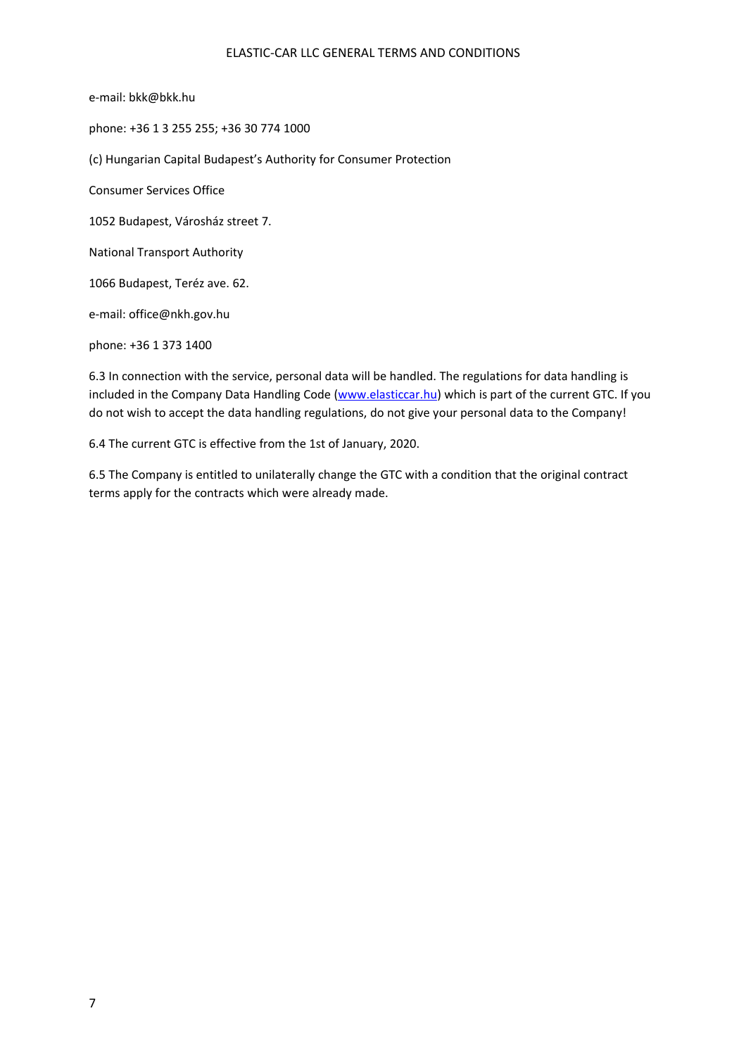e-mail: bkk@bkk.hu

phone: +36 1 3 255 255; +36 30 774 1000

(c) Hungarian Capital Budapest's Authority for Consumer Protection

Consumer Services Office

1052 Budapest, Városház street 7.

National Transport Authority

1066 Budapest, Teréz ave. 62.

e-mail: office@nkh.gov.hu

phone: +36 1 373 1400

6.3 In connection with the service, personal data will be handled. The regulations for data handling is included in the Company Data Handling Code ([www.elasticcar.hu](www.elasticcar.hu)) which is part of the current GTC. If you do not wish to accept the data handling regulations, do not give your personal data to the Company!

6.4 The current GTC is effective from the 1st of January, 2020.

6.5 The Company is entitled to unilaterally change the GTC with a condition that the original contract terms apply for the contracts which were already made.